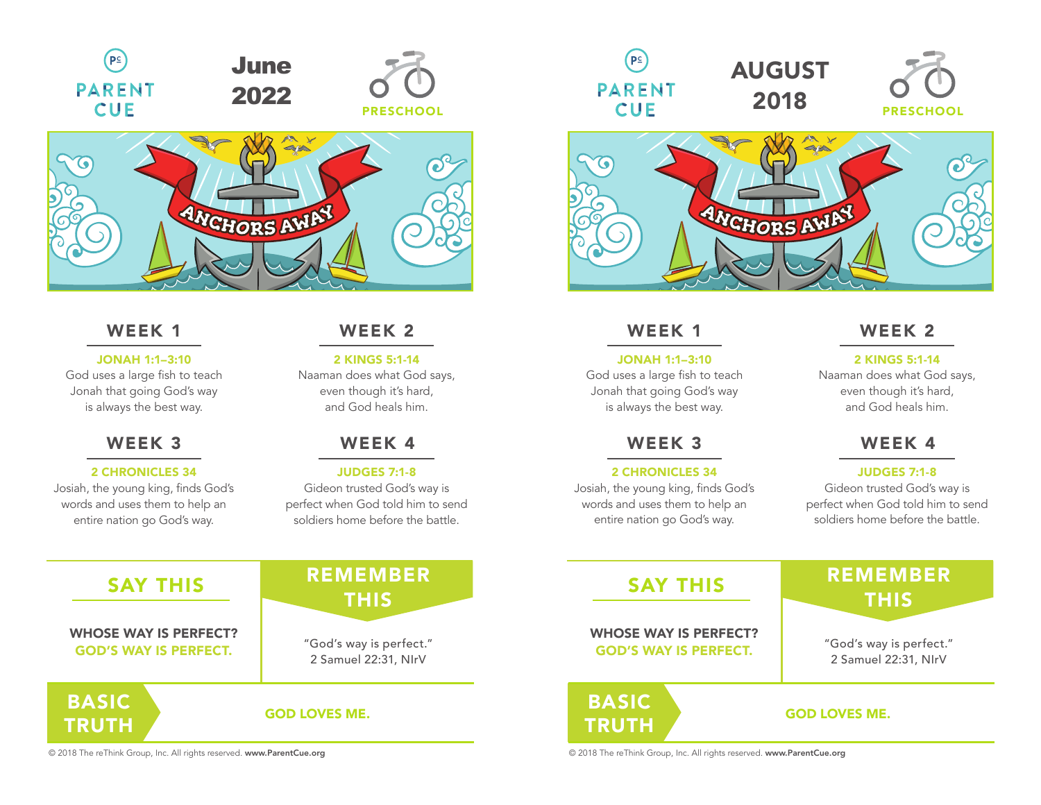PARENT CUE

# June 2022

PRESCHOOL

ANCHORS AWAY

## WEEK 1

**JONAH 1:1–3:10**
God uses a large fish to teach Jonah that going God's way is always the best way.

## WEEK 2

**2 KINGS 5:1-14**
Naaman does what God says, even though it's hard, and God heals him.

## WEEK 3

**2 CHRONICLES 34**
Josiah, the young king, finds God's words and uses them to help an entire nation go God's way.

## WEEK 4

**JUDGES 7:1-8**
Gideon trusted God's way is perfect when God told him to send soldiers home before the battle.

## SAY THIS

**WHOSE WAY IS PERFECT?**
**GOD'S WAY IS PERFECT.**

## REMEMBER THIS

"God's way is perfect."
2 Samuel 22:31, NIrV

## BASIC TRUTH

**GOD LOVES ME.**

© 2018 The reThink Group, Inc. All rights reserved. **www.ParentCue.org**

---

PARENT CUE

# AUGUST 2018

PRESCHOOL

ANCHORS AWAY

## WEEK 1

**JONAH 1:1–3:10**
God uses a large fish to teach Jonah that going God's way is always the best way.

## WEEK 2

**2 KINGS 5:1-14**
Naaman does what God says, even though it's hard, and God heals him.

## WEEK 3

**2 CHRONICLES 34**
Josiah, the young king, finds God's words and uses them to help an entire nation go God's way.

## WEEK 4

**JUDGES 7:1-8**
Gideon trusted God's way is perfect when God told him to send soldiers home before the battle.

## SAY THIS

**WHOSE WAY IS PERFECT?**
**GOD'S WAY IS PERFECT.**

## REMEMBER THIS

"God's way is perfect."
2 Samuel 22:31, NIrV

## BASIC TRUTH

**GOD LOVES ME.**

© 2018 The reThink Group, Inc. All rights reserved. **www.ParentCue.org**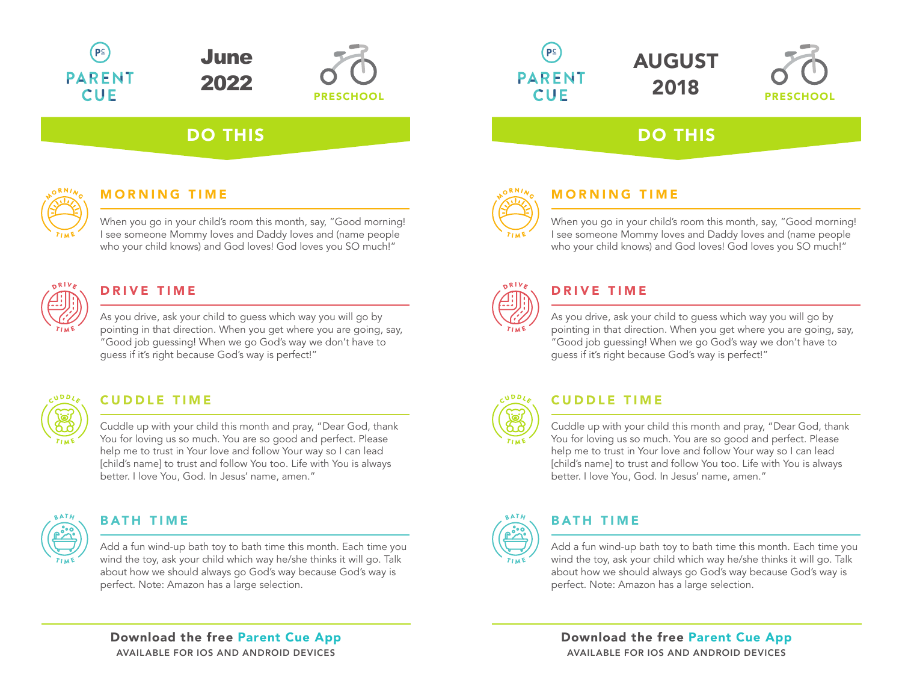PARENT CUE

# June 2022

PRESCHOOL

## DO THIS

### MORNING TIME

When you go in your child's room this month, say, "Good morning! I see someone Mommy loves and Daddy loves and (name people who your child knows) and God loves! God loves you SO much!"

### DRIVE TIME

As you drive, ask your child to guess which way you will go by pointing in that direction. When you get where you are going, say, "Good job guessing! When we go God's way we don't have to guess if it's right because God's way is perfect!"

### CUDDLE TIME

Cuddle up with your child this month and pray, "Dear God, thank You for loving us so much. You are so good and perfect. Please help me to trust in Your love and follow Your way so I can lead [child's name] to trust and follow You too. Life with You is always better. I love You, God. In Jesus' name, amen."

### BATH TIME

Add a fun wind-up bath toy to bath time this month. Each time you wind the toy, ask your child which way he/she thinks it will go. Talk about how we should always go God's way because God's way is perfect. Note: Amazon has a large selection.

**Download the free Parent Cue App**
AVAILABLE FOR IOS AND ANDROID DEVICES

---

PARENT CUE

# AUGUST 2018

PRESCHOOL

## DO THIS

### MORNING TIME

When you go in your child's room this month, say, "Good morning! I see someone Mommy loves and Daddy loves and (name people who your child knows) and God loves! God loves you SO much!"

### DRIVE TIME

As you drive, ask your child to guess which way you will go by pointing in that direction. When you get where you are going, say, "Good job guessing! When we go God's way we don't have to guess if it's right because God's way is perfect!"

### CUDDLE TIME

Cuddle up with your child this month and pray, "Dear God, thank You for loving us so much. You are so good and perfect. Please help me to trust in Your love and follow Your way so I can lead [child's name] to trust and follow You too. Life with You is always better. I love You, God. In Jesus' name, amen."

### BATH TIME

Add a fun wind-up bath toy to bath time this month. Each time you wind the toy, ask your child which way he/she thinks it will go. Talk about how we should always go God's way because God's way is perfect. Note: Amazon has a large selection.

**Download the free Parent Cue App**
AVAILABLE FOR IOS AND ANDROID DEVICES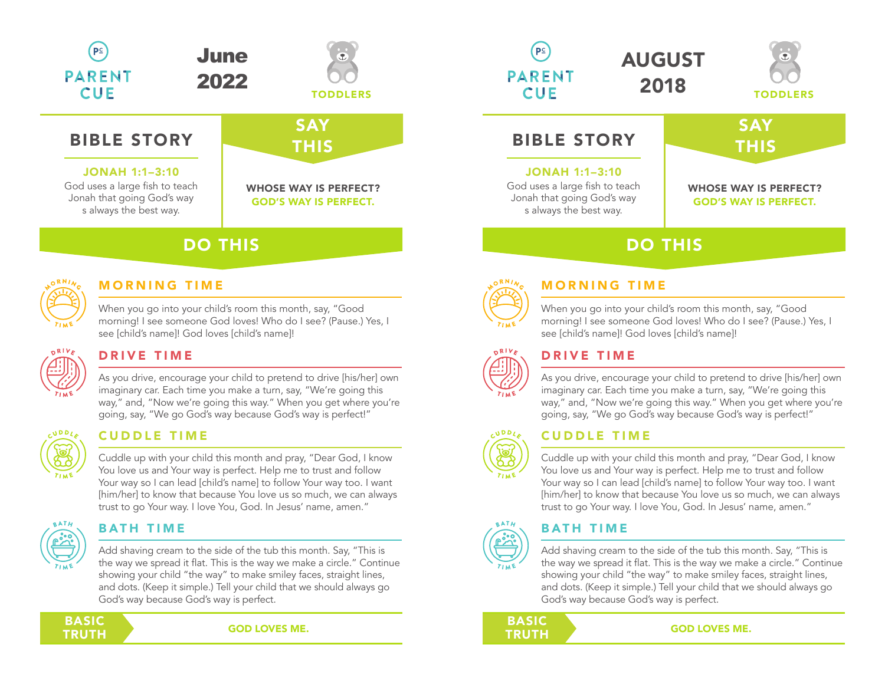PARENT CUE

# June 2022

TODDLERS

## BIBLE STORY

**JONAH 1:1–3:10**

God uses a large fish to teach Jonah that going God's way s always the best way.

## SAY THIS

**WHOSE WAY IS PERFECT?**
**GOD'S WAY IS PERFECT.**

## DO THIS

### MORNING TIME

When you go into your child's room this month, say, "Good morning! I see someone God loves! Who do I see? (Pause.) Yes, I see [child's name]! God loves [child's name]!

### DRIVE TIME

As you drive, encourage your child to pretend to drive [his/her] own imaginary car. Each time you make a turn, say, "We're going this way," and, "Now we're going this way." When you get where you're going, say, "We go God's way because God's way is perfect!"

### CUDDLE TIME

Cuddle up with your child this month and pray, "Dear God, I know You love us and Your way is perfect. Help me to trust and follow Your way so I can lead [child's name] to follow Your way too. I want [him/her] to know that because You love us so much, we can always trust to go Your way. I love You, God. In Jesus' name, amen."

### BATH TIME

Add shaving cream to the side of the tub this month. Say, "This is the way we spread it flat. This is the way we make a circle." Continue showing your child "the way" to make smiley faces, straight lines, and dots. (Keep it simple.) Tell your child that we should always go God's way because God's way is perfect.

**BASIC TRUTH** — GOD LOVES ME.

---

PARENT CUE

# AUGUST 2018

TODDLERS

## BIBLE STORY

**JONAH 1:1–3:10**

God uses a large fish to teach Jonah that going God's way s always the best way.

## SAY THIS

**WHOSE WAY IS PERFECT?**
**GOD'S WAY IS PERFECT.**

## DO THIS

### MORNING TIME

When you go into your child's room this month, say, "Good morning! I see someone God loves! Who do I see? (Pause.) Yes, I see [child's name]! God loves [child's name]!

### DRIVE TIME

As you drive, encourage your child to pretend to drive [his/her] own imaginary car. Each time you make a turn, say, "We're going this way," and, "Now we're going this way." When you get where you're going, say, "We go God's way because God's way is perfect!"

### CUDDLE TIME

Cuddle up with your child this month and pray, "Dear God, I know You love us and Your way is perfect. Help me to trust and follow Your way so I can lead [child's name] to follow Your way too. I want [him/her] to know that because You love us so much, we can always trust to go Your way. I love You, God. In Jesus' name, amen."

### BATH TIME

Add shaving cream to the side of the tub this month. Say, "This is the way we spread it flat. This is the way we make a circle." Continue showing your child "the way" to make smiley faces, straight lines, and dots. (Keep it simple.) Tell your child that we should always go God's way because God's way is perfect.

**BASIC TRUTH** — GOD LOVES ME.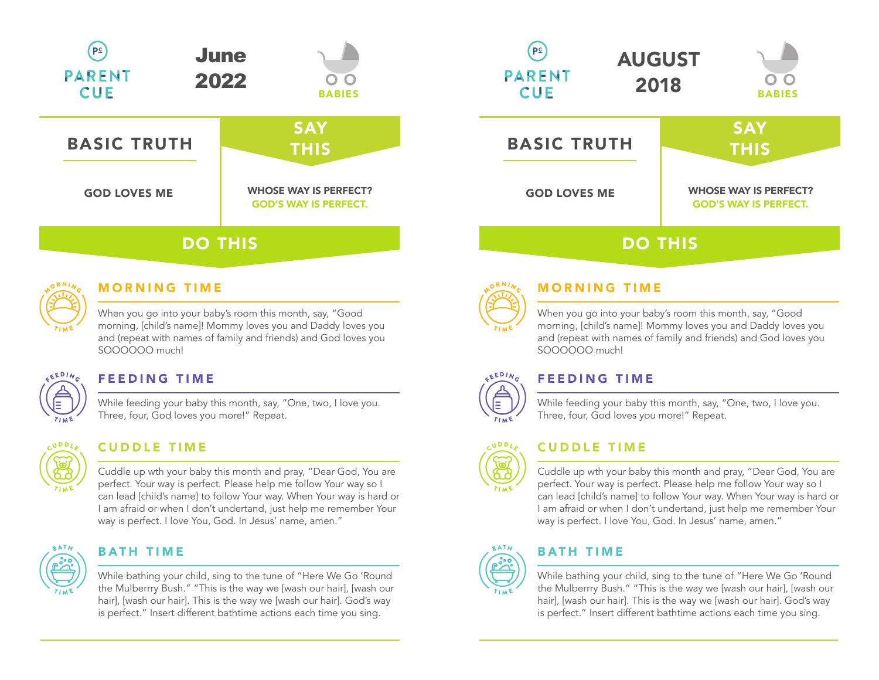PARENT CUE

# June 2022

BABIES

## BASIC TRUTH

GOD LOVES ME

## SAY THIS

WHOSE WAY IS PERFECT?
GOD'S WAY IS PERFECT.

## DO THIS

### MORNING TIME

When you go into your baby's room this month, say, "Good morning, [child's name]! Mommy loves you and Daddy loves you and (repeat with names of family and friends) and God loves you SOOOOOO much!

### FEEDING TIME

While feeding your baby this month, say, "One, two, I love you. Three, four, God loves you more!" Repeat.

### CUDDLE TIME

Cuddle up wth your baby this month and pray, "Dear God, You are perfect. Your way is perfect. Please help me follow Your way so I can lead [child's name] to follow Your way. When Your way is hard or I am afraid or when I don't undertand, just help me remember Your way is perfect. I love You, God. In Jesus' name, amen."

### BATH TIME

While bathing your child, sing to the tune of "Here We Go 'Round the Mulberrry Bush." "This is the way we [wash our hair], [wash our hair], [wash our hair]. This is the way we [wash our hair]. God's way is perfect." Insert different bathtime actions each time you sing.

PARENT CUE

# AUGUST 2018

BABIES

## BASIC TRUTH

GOD LOVES ME

## SAY THIS

WHOSE WAY IS PERFECT?
GOD'S WAY IS PERFECT.

## DO THIS

### MORNING TIME

When you go into your baby's room this month, say, "Good morning, [child's name]! Mommy loves you and Daddy loves you and (repeat with names of family and friends) and God loves you SOOOOOO much!

### FEEDING TIME

While feeding your baby this month, say, "One, two, I love you. Three, four, God loves you more!" Repeat.

### CUDDLE TIME

Cuddle up wth your baby this month and pray, "Dear God, You are perfect. Your way is perfect. Please help me follow Your way so I can lead [child's name] to follow Your way. When Your way is hard or I am afraid or when I don't undertand, just help me remember Your way is perfect. I love You, God. In Jesus' name, amen."

### BATH TIME

While bathing your child, sing to the tune of "Here We Go 'Round the Mulberrry Bush." "This is the way we [wash our hair], [wash our hair], [wash our hair]. This is the way we [wash our hair]. God's way is perfect." Insert different bathtime actions each time you sing.